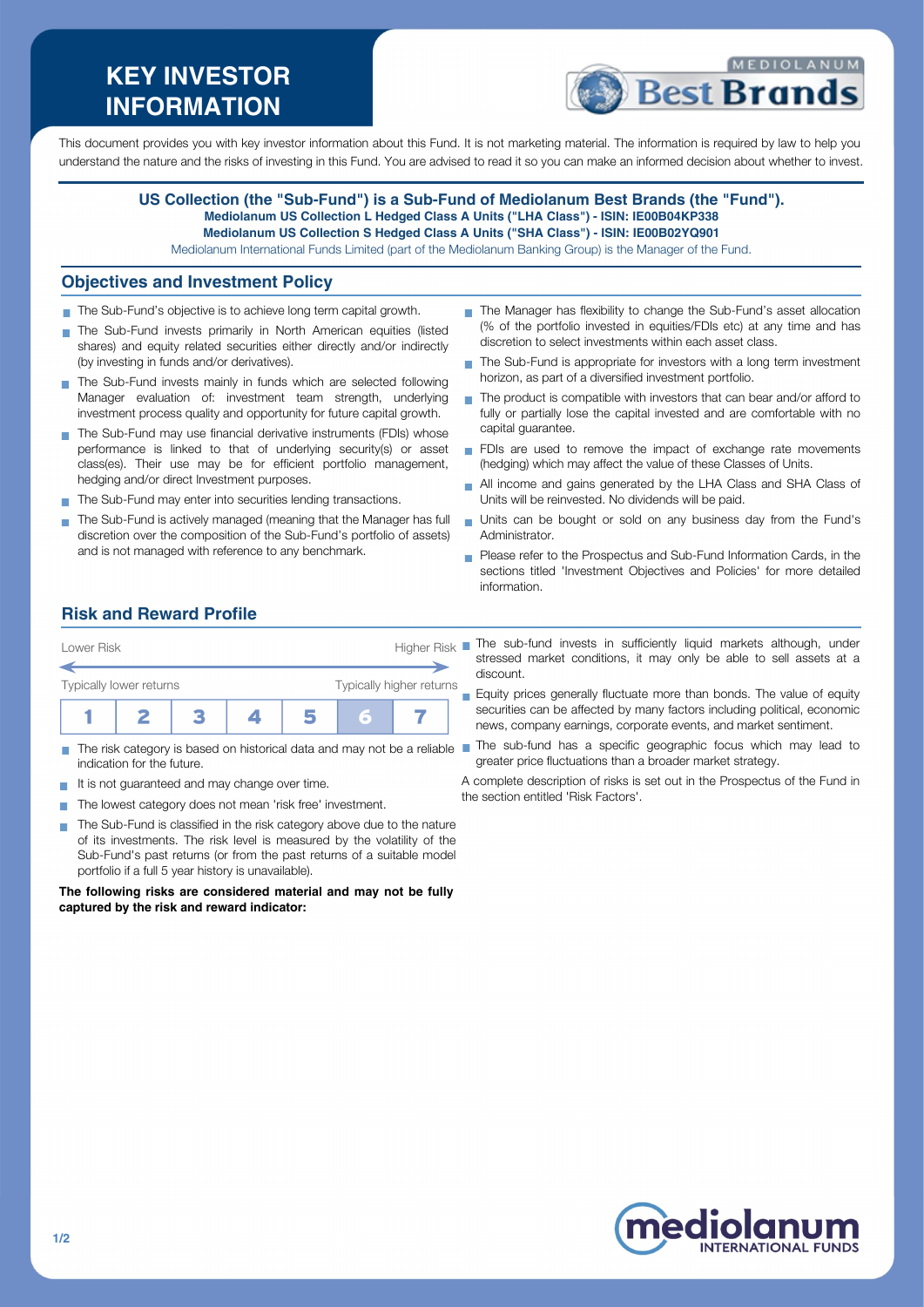# KEY INVESTOR INFORMATION

This document provides you with key investor information about this Fund. It is not marketing material. The information is required by law to help you understand the nature and the risks of investing in this Fund. You are advised to read it so you can make an informed decision about whether to invest.

**US Collection (the "Sub-Fund") is a Sub-Fund of Mediolanum Best Brands (the "Fund").**
**Mediolanum US Collection L Hedged Class A Units ("LHA Class") - ISIN: IE00B04KP338**
**Mediolanum US Collection S Hedged Class A Units ("SHA Class") - ISIN: IE00B02YQ901**
Mediolanum International Funds Limited (part of the Mediolanum Banking Group) is the Manager of the Fund.

## Objectives and Investment Policy

- The Sub-Fund's objective is to achieve long term capital growth.
- The Sub-Fund invests primarily in North American equities (listed shares) and equity related securities either directly and/or indirectly (by investing in funds and/or derivatives).
- The Sub-Fund invests mainly in funds which are selected following Manager evaluation of: investment team strength, underlying investment process quality and opportunity for future capital growth.
- The Sub-Fund may use financial derivative instruments (FDIs) whose performance is linked to that of underlying security(s) or asset class(es). Their use may be for efficient portfolio management, hedging and/or direct Investment purposes.
- The Sub-Fund may enter into securities lending transactions.
- The Sub-Fund is actively managed (meaning that the Manager has full discretion over the composition of the Sub-Fund's portfolio of assets) and is not managed with reference to any benchmark.
- The Manager has flexibility to change the Sub-Fund's asset allocation (% of the portfolio invested in equities/FDIs etc) at any time and has discretion to select investments within each asset class.
- The Sub-Fund is appropriate for investors with a long term investment horizon, as part of a diversified investment portfolio.
- The product is compatible with investors that can bear and/or afford to fully or partially lose the capital invested and are comfortable with no capital guarantee.
- FDIs are used to remove the impact of exchange rate movements (hedging) which may affect the value of these Classes of Units.
- All income and gains generated by the LHA Class and SHA Class of Units will be reinvested. No dividends will be paid.
- Units can be bought or sold on any business day from the Fund's Administrator.
- Please refer to the Prospectus and Sub-Fund Information Cards, in the sections titled 'Investment Objectives and Policies' for more detailed information.

## Risk and Reward Profile

Lower Risk — Higher Risk

Typically lower returns — Typically higher returns

| 1 | 2 | 3 | 4 | 5 | **6** | 7 |
|---|---|---|---|---|---|---|

- The risk category is based on historical data and may not be a reliable indication for the future.
- It is not guaranteed and may change over time.
- The lowest category does not mean 'risk free' investment.
- The Sub-Fund is classified in the risk category above due to the nature of its investments. The risk level is measured by the volatility of the Sub-Fund's past returns (or from the past returns of a suitable model portfolio if a full 5 year history is unavailable).

**The following risks are considered material and may not be fully captured by the risk and reward indicator:**

- The sub-fund invests in sufficiently liquid markets although, under stressed market conditions, it may only be able to sell assets at a discount.
- Equity prices generally fluctuate more than bonds. The value of equity securities can be affected by many factors including political, economic news, company earnings, corporate events, and market sentiment.
- The sub-fund has a specific geographic focus which may lead to greater price fluctuations than a broader market strategy.

A complete description of risks is set out in the Prospectus of the Fund in the section entitled 'Risk Factors'.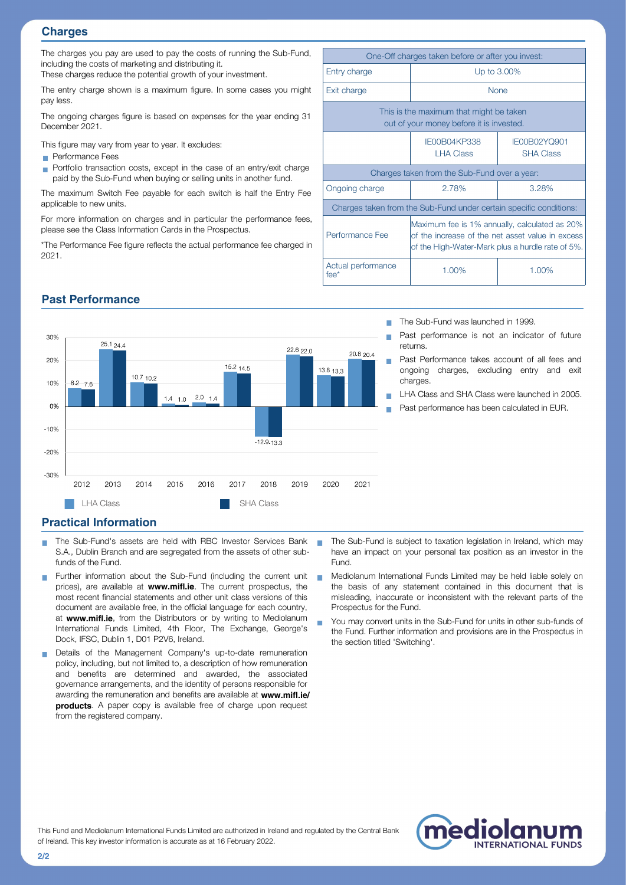## Charges

The charges you pay are used to pay the costs of running the Sub-Fund, including the costs of marketing and distributing it.
These charges reduce the potential growth of your investment.

The entry charge shown is a maximum figure. In some cases you might pay less.

The ongoing charges figure is based on expenses for the year ending 31 December 2021.

This figure may vary from year to year. It excludes:

- Performance Fees
- Portfolio transaction costs, except in the case of an entry/exit charge paid by the Sub-Fund when buying or selling units in another fund.

The maximum Switch Fee payable for each switch is half the Entry Fee applicable to new units.

For more information on charges and in particular the performance fees, please see the Class Information Cards in the Prospectus.

*The Performance Fee figure reflects the actual performance fee charged in 2021.

| One-Off charges taken before or after you invest: | | |
|---|---|---|
| Entry charge | Up to 3.00% | |
| Exit charge | None | |
| This is the maximum that might be taken out of your money before it is invested. | | |
| | IE00B04KP338 LHA Class | IE00B02YQ901 SHA Class |
| Charges taken from the Sub-Fund over a year: | | |
| Ongoing charge | 2.78% | 3.28% |
| Charges taken from the Sub-Fund under certain specific conditions: | | |
| Performance Fee | Maximum fee is 1% annually, calculated as 20% of the increase of the net asset value in excess of the High-Water-Mark plus a hurdle rate of 5%. | |
| Actual performance fee* | 1.00% | 1.00% |

## Past Performance

30%
20%
10%
0%
-10%
-20%
-30%

2012: 8.2 7.6
2013: 25.1 24.4
2014: 10.7 10.2
2015: 1.4 1.0
2016: 2.0 1.4
2017: 15.2 14.5
2018: -12.9 -13.3
2019: 22.6 22.0
2020: 13.8 13.3
2021: 20.8 20.4

LHA Class
SHA Class

- The Sub-Fund was launched in 1999.
- Past performance is not an indicator of future returns.
- Past Performance takes account of all fees and ongoing charges, excluding entry and exit charges.
- LHA Class and SHA Class were launched in 2005.
- Past performance has been calculated in EUR.

## Practical Information

- The Sub-Fund's assets are held with RBC Investor Services Bank S.A., Dublin Branch and are segregated from the assets of other sub-funds of the Fund.
- Further information about the Sub-Fund (including the current unit prices), are available at **www.mifl.ie**. The current prospectus, the most recent financial statements and other unit class versions of this document are available free, in the official language for each country, at **www.mifl.ie**, from the Distributors or by writing to Mediolanum International Funds Limited, 4th Floor, The Exchange, George's Dock, IFSC, Dublin 1, D01 P2V6, Ireland.
- Details of the Management Company's up-to-date remuneration policy, including, but not limited to, a description of how remuneration and benefits are determined and awarded, the associated governance arrangements, and the identity of persons responsible for awarding the remuneration and benefits are available at **www.mifl.ie/products**. A paper copy is available free of charge upon request from the registered company.
- The Sub-Fund is subject to taxation legislation in Ireland, which may have an impact on your personal tax position as an investor in the Fund.
- Mediolanum International Funds Limited may be held liable solely on the basis of any statement contained in this document that is misleading, inaccurate or inconsistent with the relevant parts of the Prospectus for the Fund.
- You may convert units in the Sub-Fund for units in other sub-funds of the Fund. Further information and provisions are in the Prospectus in the section titled 'Switching'.

This Fund and Mediolanum International Funds Limited are authorized in Ireland and regulated by the Central Bank of Ireland. This key investor information is accurate as at 16 February 2022.